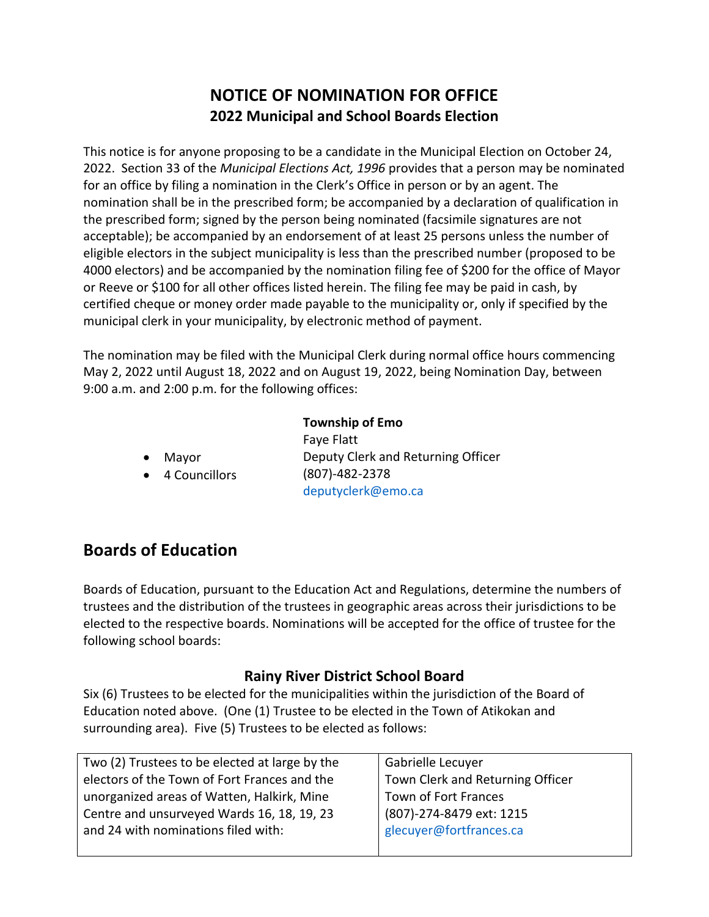# NOTICE OF NOMINATION FOR OFFICE

## 2022 Municipal and School Boards Election

This notice is for anyone proposing to be a candidate in the Municipal Election on October 24, 2022. Section 33 of the *Municipal Elections Act, 1996* provides that a person may be nominated for an office by filing a nomination in the Clerk's Office in person or by an agent. The nomination shall be in the prescribed form; be accompanied by a declaration of qualification in the prescribed form; signed by the person being nominated (facsimile signatures are not acceptable); be accompanied by an endorsement of at least 25 persons unless the number of eligible electors in the subject municipality is less than the prescribed number (proposed to be 4000 electors) and be accompanied by the nomination filing fee of $200 for the office of Mayor or Reeve or $100 for all other offices listed herein. The filing fee may be paid in cash, by certified cheque or money order made payable to the municipality or, only if specified by the municipal clerk in your municipality, by electronic method of payment.

The nomination may be filed with the Municipal Clerk during normal office hours commencing May 2, 2022 until August 18, 2022 and on August 19, 2022, being Nomination Day, between 9:00 a.m. and 2:00 p.m. for the following offices:

- Mayor
- 4 Councillors

**Township of Emo**
Faye Flatt
Deputy Clerk and Returning Officer
(807)-482-2378
deputyclerk@emo.ca

## Boards of Education

Boards of Education, pursuant to the Education Act and Regulations, determine the numbers of trustees and the distribution of the trustees in geographic areas across their jurisdictions to be elected to the respective boards. Nominations will be accepted for the office of trustee for the following school boards:

### Rainy River District School Board

Six (6) Trustees to be elected for the municipalities within the jurisdiction of the Board of Education noted above. (One (1) Trustee to be elected in the Town of Atikokan and surrounding area). Five (5) Trustees to be elected as follows:

| | |
|---|---|
| Two (2) Trustees to be elected at large by the electors of the Town of Fort Frances and the unorganized areas of Watten, Halkirk, Mine Centre and unsurveyed Wards 16, 18, 19, 23 and 24 with nominations filed with: | Gabrielle Lecuyer<br>Town Clerk and Returning Officer<br>Town of Fort Frances<br>(807)-274-8479 ext: 1215<br>glecuyer@fortfrances.ca |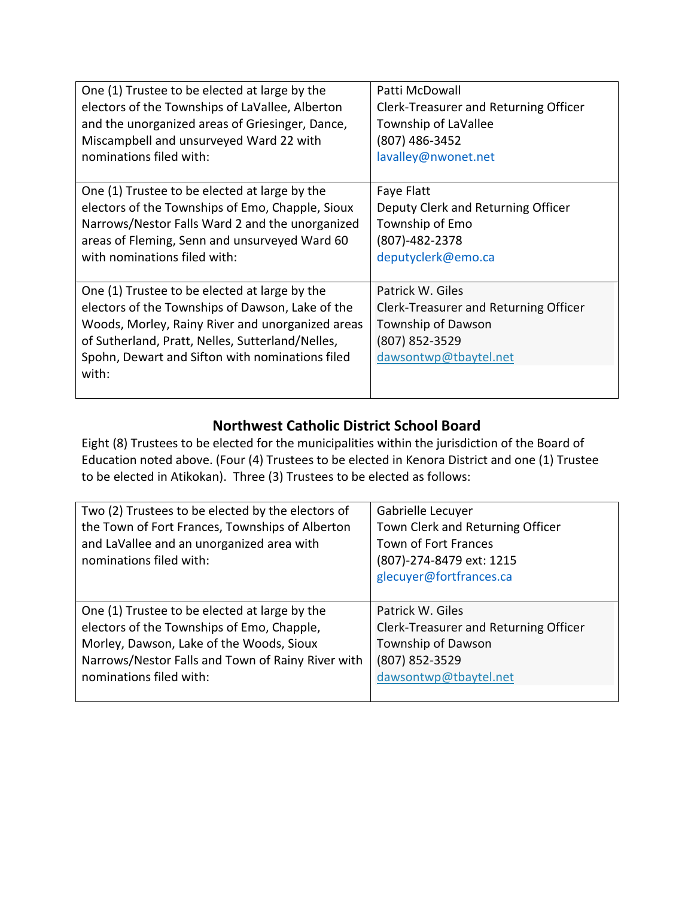| One (1) Trustee to be elected at large by the electors of the Townships of LaVallee, Alberton and the unorganized areas of Griesinger, Dance, Miscampbell and unsurveyed Ward 22 with nominations filed with: | Patti McDowall<br>Clerk-Treasurer and Returning Officer<br>Township of LaVallee<br>(807) 486-3452<br>lavalley@nwonet.net |
|---|---|
| One (1) Trustee to be elected at large by the electors of the Townships of Emo, Chapple, Sioux Narrows/Nestor Falls Ward 2 and the unorganized areas of Fleming, Senn and unsurveyed Ward 60 with nominations filed with: | Faye Flatt<br>Deputy Clerk and Returning Officer<br>Township of Emo<br>(807)-482-2378<br>deputyclerk@emo.ca |
| One (1) Trustee to be elected at large by the electors of the Townships of Dawson, Lake of the Woods, Morley, Rainy River and unorganized areas of Sutherland, Pratt, Nelles, Sutterland/Nelles, Spohn, Dewart and Sifton with nominations filed with: | Patrick W. Giles<br>Clerk-Treasurer and Returning Officer<br>Township of Dawson<br>(807) 852-3529<br>dawsontwp@tbaytel.net |

## Northwest Catholic District School Board

Eight (8) Trustees to be elected for the municipalities within the jurisdiction of the Board of Education noted above. (Four (4) Trustees to be elected in Kenora District and one (1) Trustee to be elected in Atikokan). Three (3) Trustees to be elected as follows:

| Two (2) Trustees to be elected by the electors of the Town of Fort Frances, Townships of Alberton and LaVallee and an unorganized area with nominations filed with: | Gabrielle Lecuyer<br>Town Clerk and Returning Officer<br>Town of Fort Frances<br>(807)-274-8479 ext: 1215<br>glecuyer@fortfrances.ca |
|---|---|
| One (1) Trustee to be elected at large by the electors of the Townships of Emo, Chapple, Morley, Dawson, Lake of the Woods, Sioux Narrows/Nestor Falls and Town of Rainy River with nominations filed with: | Patrick W. Giles<br>Clerk-Treasurer and Returning Officer<br>Township of Dawson<br>(807) 852-3529<br>dawsontwp@tbaytel.net |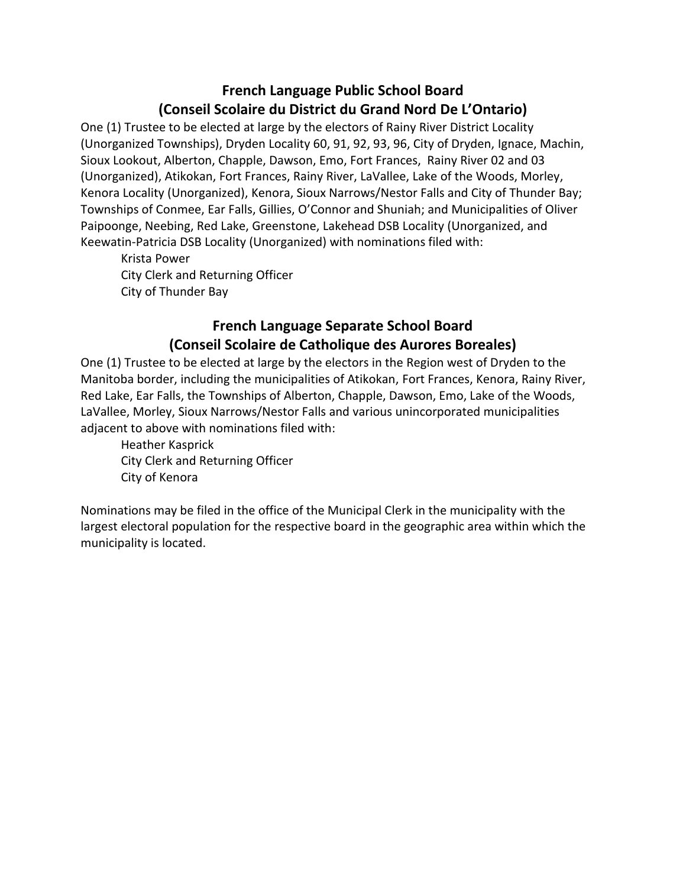## French Language Public School Board
## (Conseil Scolaire du District du Grand Nord De L'Ontario)

One (1) Trustee to be elected at large by the electors of Rainy River District Locality (Unorganized Townships), Dryden Locality 60, 91, 92, 93, 96, City of Dryden, Ignace, Machin, Sioux Lookout, Alberton, Chapple, Dawson, Emo, Fort Frances, Rainy River 02 and 03 (Unorganized), Atikokan, Fort Frances, Rainy River, LaVallee, Lake of the Woods, Morley, Kenora Locality (Unorganized), Kenora, Sioux Narrows/Nestor Falls and City of Thunder Bay; Townships of Conmee, Ear Falls, Gillies, O'Connor and Shuniah; and Municipalities of Oliver Paipoonge, Neebing, Red Lake, Greenstone, Lakehead DSB Locality (Unorganized, and Keewatin-Patricia DSB Locality (Unorganized) with nominations filed with:

Krista Power
City Clerk and Returning Officer
City of Thunder Bay

## French Language Separate School Board
## (Conseil Scolaire de Catholique des Aurores Boreales)

One (1) Trustee to be elected at large by the electors in the Region west of Dryden to the Manitoba border, including the municipalities of Atikokan, Fort Frances, Kenora, Rainy River, Red Lake, Ear Falls, the Townships of Alberton, Chapple, Dawson, Emo, Lake of the Woods, LaVallee, Morley, Sioux Narrows/Nestor Falls and various unincorporated municipalities adjacent to above with nominations filed with:

Heather Kasprick
City Clerk and Returning Officer
City of Kenora

Nominations may be filed in the office of the Municipal Clerk in the municipality with the largest electoral population for the respective board in the geographic area within which the municipality is located.